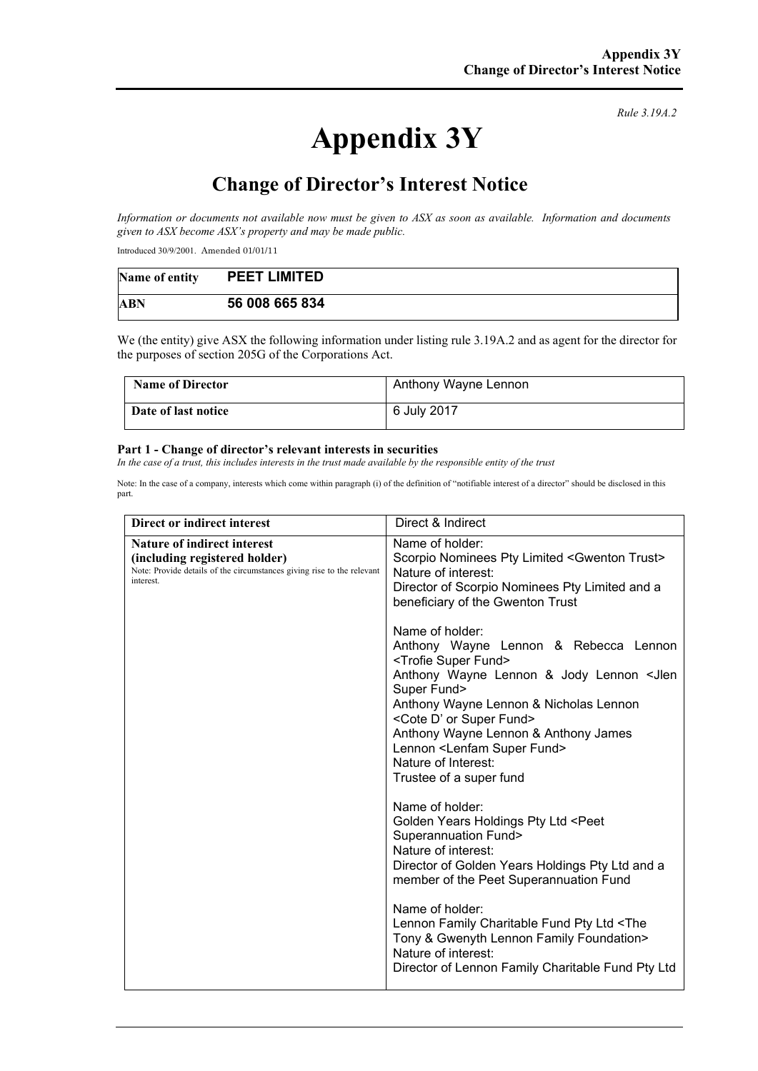*Rule 3.19A.2*

# Appendix 3Y

## Change of Director's Interest Notice

*Information or documents not available now must be given to ASX as soon as available. Information and documents given to ASX become ASX's property and may be made public.*

Introduced 30/9/2001. Amended 01/01/11

| Name of entity | PEET LIMITED |
|---|---|
| ABN | 56 008 665 834 |

We (the entity) give ASX the following information under listing rule 3.19A.2 and as agent for the director for the purposes of section 205G of the Corporations Act.

| Name of Director | Anthony Wayne Lennon |
|---|---|
| Date of last notice | 6 July 2017 |

**Part 1 - Change of director's relevant interests in securities**

*In the case of a trust, this includes interests in the trust made available by the responsible entity of the trust*

Note: In the case of a company, interests which come within paragraph (i) of the definition of "notifiable interest of a director" should be disclosed in this part.

| Direct or indirect interest | Direct & Indirect |
|---|---|
| **Nature of indirect interest (including registered holder)**<br>Note: Provide details of the circumstances giving rise to the relevant interest. | Name of holder:<br>Scorpio Nominees Pty Limited <Gwenton Trust><br>Nature of interest:<br>Director of Scorpio Nominees Pty Limited and a beneficiary of the Gwenton Trust<br><br>Name of holder:<br>Anthony Wayne Lennon & Rebecca Lennon <Trofie Super Fund><br>Anthony Wayne Lennon & Jody Lennon <Jlen Super Fund><br>Anthony Wayne Lennon & Nicholas Lennon <Cote D' or Super Fund><br>Anthony Wayne Lennon & Anthony James Lennon <Lenfam Super Fund><br>Nature of Interest:<br>Trustee of a super fund<br><br>Name of holder:<br>Golden Years Holdings Pty Ltd <Peet Superannuation Fund><br>Nature of interest:<br>Director of Golden Years Holdings Pty Ltd and a member of the Peet Superannuation Fund<br><br>Name of holder:<br>Lennon Family Charitable Fund Pty Ltd <The Tony & Gwenyth Lennon Family Foundation><br>Nature of interest:<br>Director of Lennon Family Charitable Fund Pty Ltd |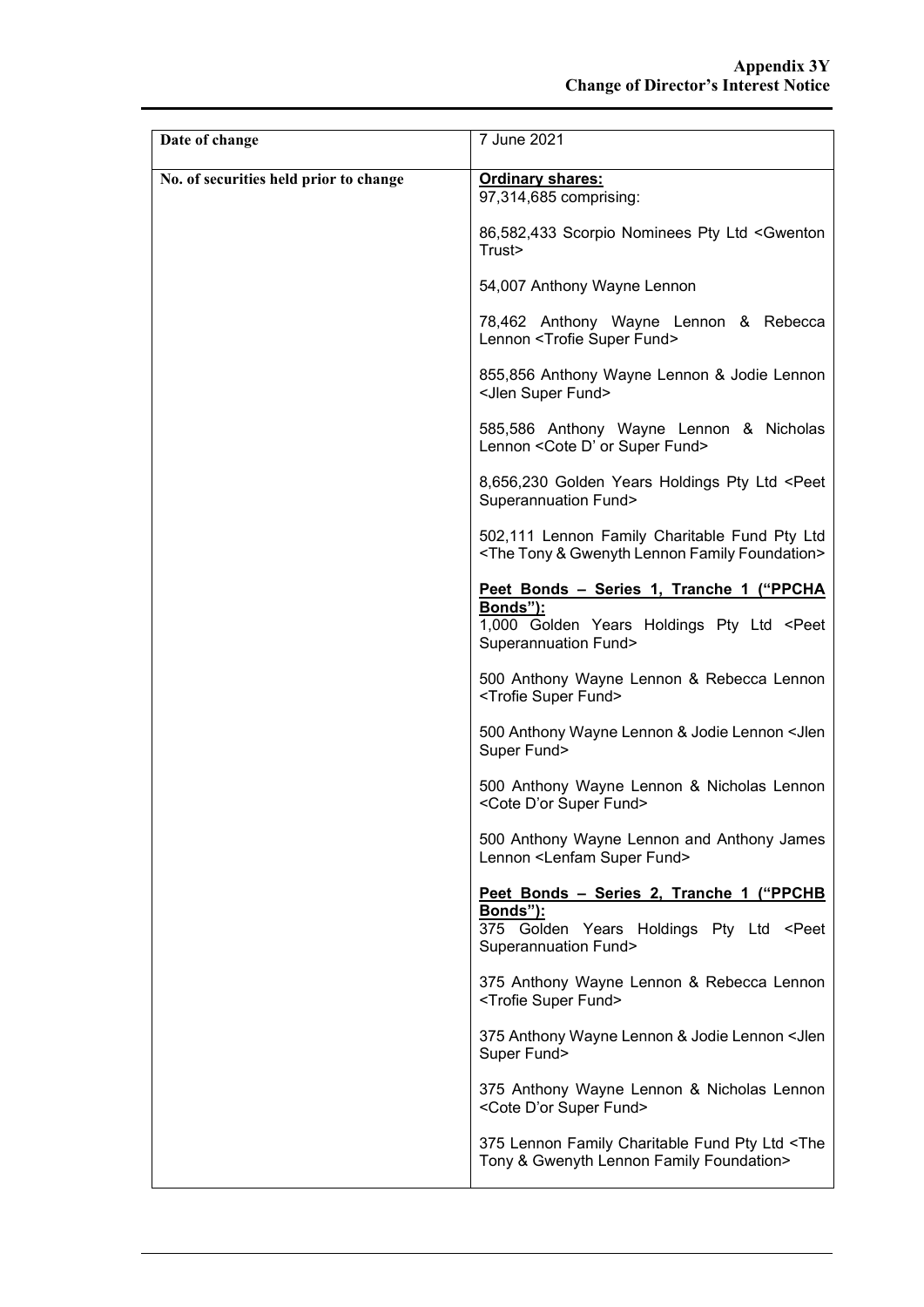| | |
|---|---|
| **Date of change** | 7 June 2021 |
| **No. of securities held prior to change** | **Ordinary shares:**<br>97,314,685 comprising:<br><br>86,582,433 Scorpio Nominees Pty Ltd <Gwenton Trust><br><br>54,007 Anthony Wayne Lennon<br><br>78,462 Anthony Wayne Lennon & Rebecca Lennon <Trofie Super Fund><br><br>855,856 Anthony Wayne Lennon & Jodie Lennon <Jlen Super Fund><br><br>585,586 Anthony Wayne Lennon & Nicholas Lennon <Cote D' or Super Fund><br><br>8,656,230 Golden Years Holdings Pty Ltd <Peet Superannuation Fund><br><br>502,111 Lennon Family Charitable Fund Pty Ltd <The Tony & Gwenyth Lennon Family Foundation><br><br>**Peet Bonds – Series 1, Tranche 1 ("PPCHA Bonds"):**<br>1,000 Golden Years Holdings Pty Ltd <Peet Superannuation Fund><br><br>500 Anthony Wayne Lennon & Rebecca Lennon <Trofie Super Fund><br><br>500 Anthony Wayne Lennon & Jodie Lennon <Jlen Super Fund><br><br>500 Anthony Wayne Lennon & Nicholas Lennon <Cote D'or Super Fund><br><br>500 Anthony Wayne Lennon and Anthony James Lennon <Lenfam Super Fund><br><br>**Peet Bonds – Series 2, Tranche 1 ("PPCHB Bonds"):**<br>375 Golden Years Holdings Pty Ltd <Peet Superannuation Fund><br><br>375 Anthony Wayne Lennon & Rebecca Lennon <Trofie Super Fund><br><br>375 Anthony Wayne Lennon & Jodie Lennon <Jlen Super Fund><br><br>375 Anthony Wayne Lennon & Nicholas Lennon <Cote D'or Super Fund><br><br>375 Lennon Family Charitable Fund Pty Ltd <The Tony & Gwenyth Lennon Family Foundation> |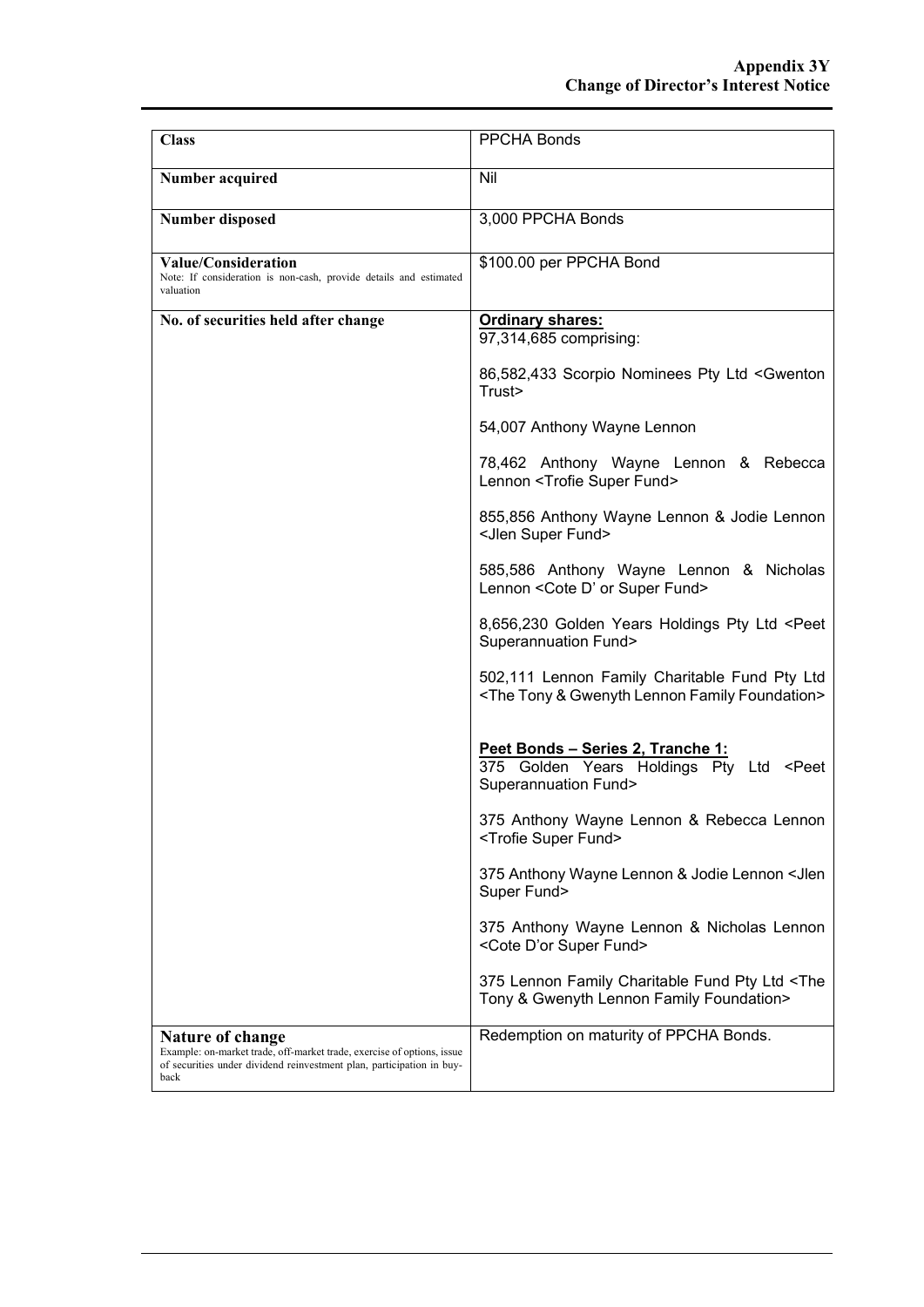| Class | PPCHA Bonds |
|---|---|
| **Number acquired** | Nil |
| **Number disposed** | 3,000 PPCHA Bonds |
| **Value/Consideration**<br>Note: If consideration is non-cash, provide details and estimated valuation | $100.00 per PPCHA Bond |
| **No. of securities held after change** | **Ordinary shares:**<br>97,314,685 comprising:<br><br>86,582,433 Scorpio Nominees Pty Ltd <Gwenton Trust><br><br>54,007 Anthony Wayne Lennon<br><br>78,462 Anthony Wayne Lennon & Rebecca Lennon <Trofie Super Fund><br><br>855,856 Anthony Wayne Lennon & Jodie Lennon <Jlen Super Fund><br><br>585,586 Anthony Wayne Lennon & Nicholas Lennon <Cote D' or Super Fund><br><br>8,656,230 Golden Years Holdings Pty Ltd <Peet Superannuation Fund><br><br>502,111 Lennon Family Charitable Fund Pty Ltd <The Tony & Gwenyth Lennon Family Foundation><br><br>**Peet Bonds – Series 2, Tranche 1:**<br>375 Golden Years Holdings Pty Ltd <Peet Superannuation Fund><br><br>375 Anthony Wayne Lennon & Rebecca Lennon <Trofie Super Fund><br><br>375 Anthony Wayne Lennon & Jodie Lennon <Jlen Super Fund><br><br>375 Anthony Wayne Lennon & Nicholas Lennon <Cote D'or Super Fund><br><br>375 Lennon Family Charitable Fund Pty Ltd <The Tony & Gwenyth Lennon Family Foundation> |
| **Nature of change**<br>Example: on-market trade, off-market trade, exercise of options, issue of securities under dividend reinvestment plan, participation in buy-back | Redemption on maturity of PPCHA Bonds. |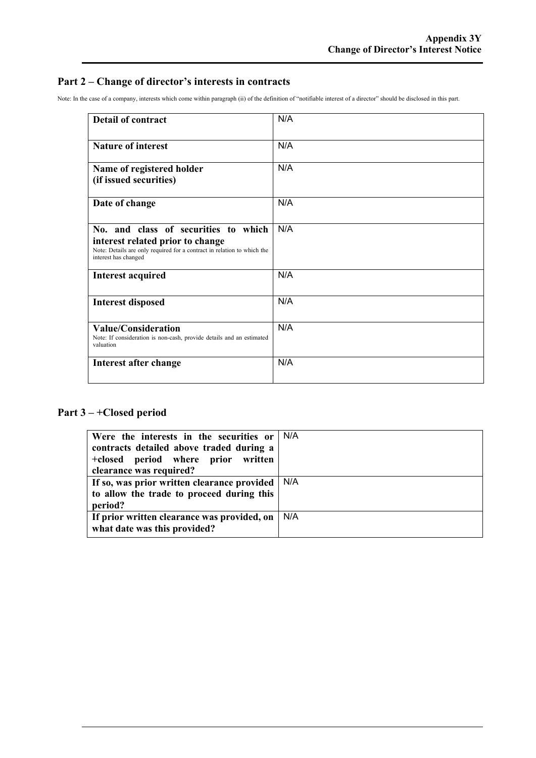## Part 2 – Change of director's interests in contracts

Note: In the case of a company, interests which come within paragraph (ii) of the definition of "notifiable interest of a director" should be disclosed in this part.

| | |
|---|---|
| **Detail of contract** | N/A |
| **Nature of interest** | N/A |
| **Name of registered holder (if issued securities)** | N/A |
| **Date of change** | N/A |
| **No. and class of securities to which interest related prior to change**<br>Note: Details are only required for a contract in relation to which the interest has changed | N/A |
| **Interest acquired** | N/A |
| **Interest disposed** | N/A |
| **Value/Consideration**<br>Note: If consideration is non-cash, provide details and an estimated valuation | N/A |
| **Interest after change** | N/A |

## Part 3 – +Closed period

| | |
|---|---|
| **Were the interests in the securities or contracts detailed above traded during a +closed period where prior written clearance was required?** | N/A |
| **If so, was prior written clearance provided to allow the trade to proceed during this period?** | N/A |
| **If prior written clearance was provided, on what date was this provided?** | N/A |